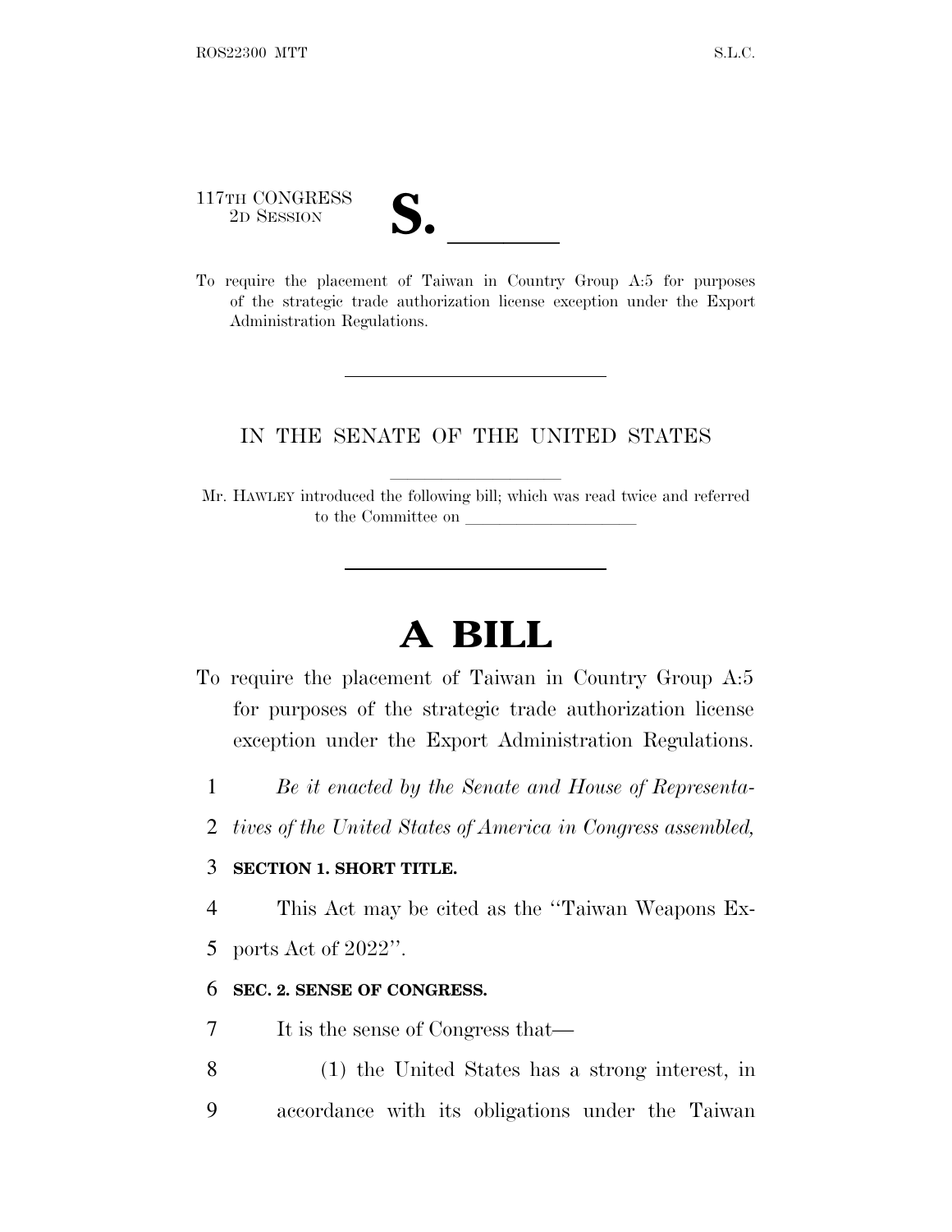117TH CONGRESS
2D SESSION

# S. \_\_\_\_\_\_

To require the placement of Taiwan in Country Group A:5 for purposes of the strategic trade authorization license exception under the Export Administration Regulations.

---

IN THE SENATE OF THE UNITED STATES

Mr. HAWLEY introduced the following bill; which was read twice and referred to the Committee on \_\_\_\_\_\_\_\_\_\_\_\_\_\_\_\_\_\_\_\_

---

# A BILL

To require the placement of Taiwan in Country Group A:5 for purposes of the strategic trade authorization license exception under the Export Administration Regulations.

1 *Be it enacted by the Senate and House of Representa-*
2 *tives of the United States of America in Congress assembled,*

3 **SECTION 1. SHORT TITLE.**

4 This Act may be cited as the ''Taiwan Weapons Ex-
5 ports Act of 2022''.

6 **SEC. 2. SENSE OF CONGRESS.**

7 It is the sense of Congress that—

8 (1) the United States has a strong interest, in
9 accordance with its obligations under the Taiwan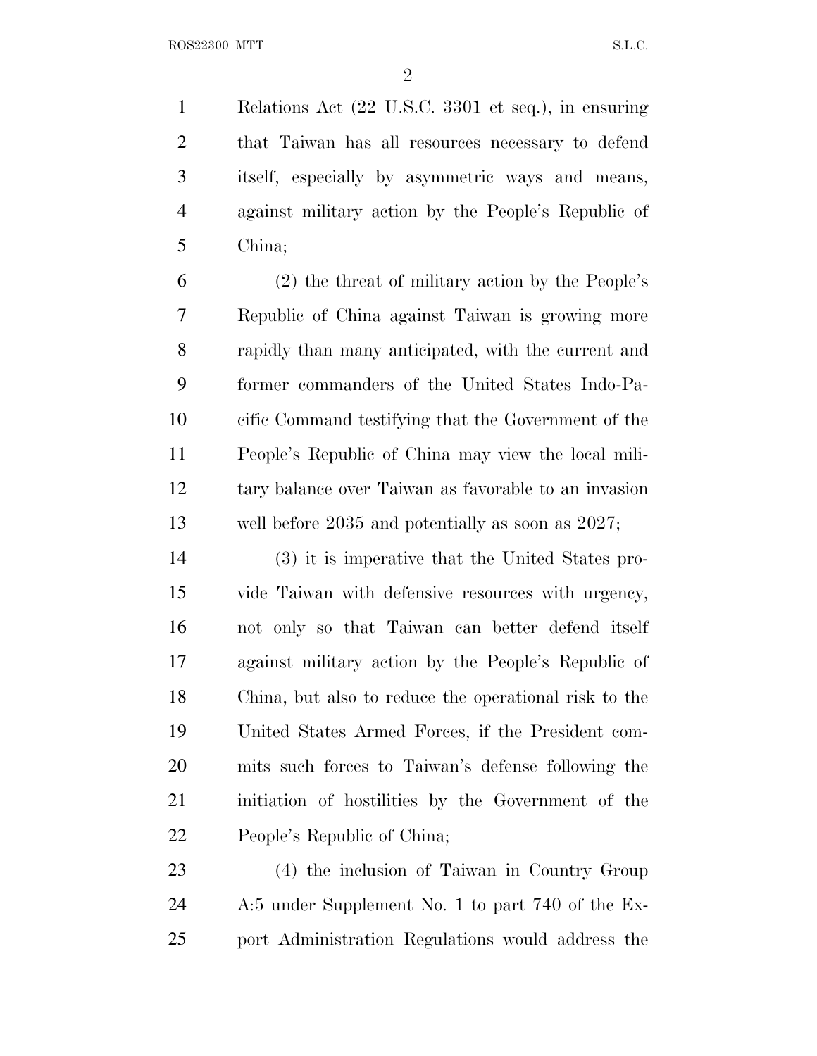Relations Act (22 U.S.C. 3301 et seq.), in ensuring that Taiwan has all resources necessary to defend itself, especially by asymmetric ways and means, against military action by the People's Republic of China;

(2) the threat of military action by the People's Republic of China against Taiwan is growing more rapidly than many anticipated, with the current and former commanders of the United States Indo-Pacific Command testifying that the Government of the People's Republic of China may view the local military balance over Taiwan as favorable to an invasion well before 2035 and potentially as soon as 2027;

(3) it is imperative that the United States provide Taiwan with defensive resources with urgency, not only so that Taiwan can better defend itself against military action by the People's Republic of China, but also to reduce the operational risk to the United States Armed Forces, if the President commits such forces to Taiwan's defense following the initiation of hostilities by the Government of the People's Republic of China;

(4) the inclusion of Taiwan in Country Group A:5 under Supplement No. 1 to part 740 of the Export Administration Regulations would address the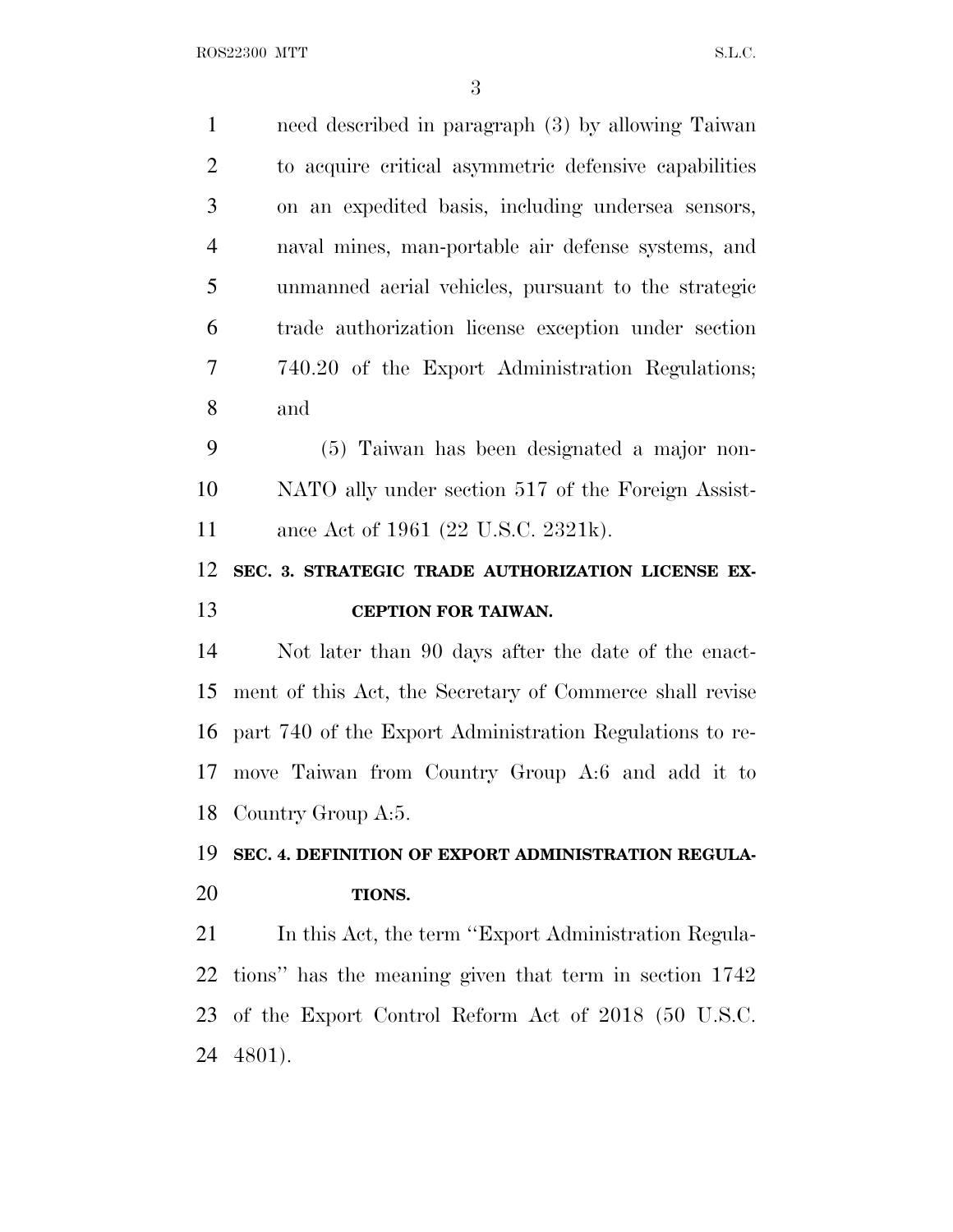need described in paragraph (3) by allowing Taiwan to acquire critical asymmetric defensive capabilities on an expedited basis, including undersea sensors, naval mines, man-portable air defense systems, and unmanned aerial vehicles, pursuant to the strategic trade authorization license exception under section 740.20 of the Export Administration Regulations; and

(5) Taiwan has been designated a major non-NATO ally under section 517 of the Foreign Assistance Act of 1961 (22 U.S.C. 2321k).

**SEC. 3. STRATEGIC TRADE AUTHORIZATION LICENSE EXCEPTION FOR TAIWAN.**

Not later than 90 days after the date of the enactment of this Act, the Secretary of Commerce shall revise part 740 of the Export Administration Regulations to remove Taiwan from Country Group A:6 and add it to Country Group A:5.

**SEC. 4. DEFINITION OF EXPORT ADMINISTRATION REGULATIONS.**

In this Act, the term ''Export Administration Regulations'' has the meaning given that term in section 1742 of the Export Control Reform Act of 2018 (50 U.S.C. 4801).